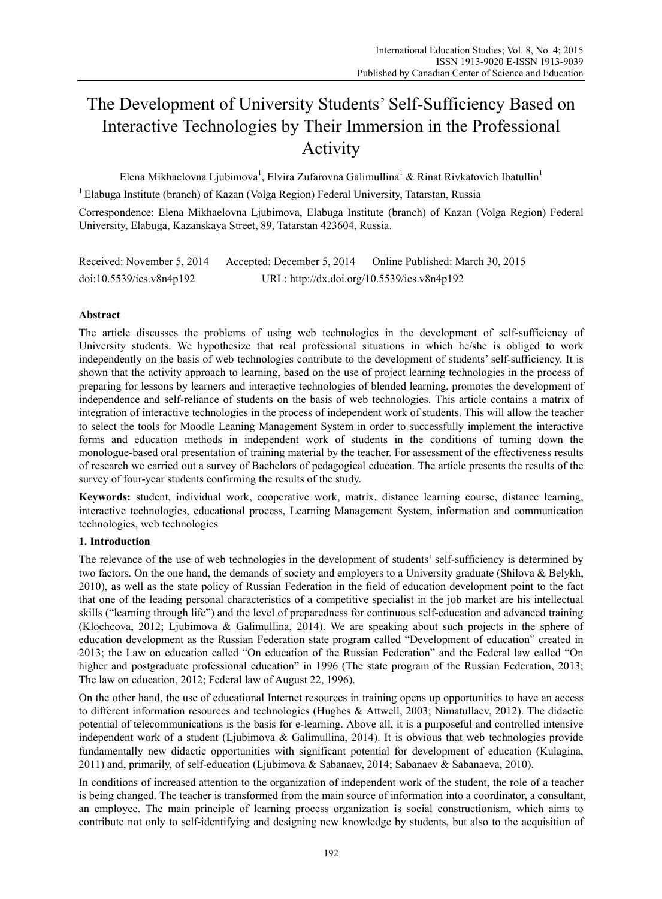# The Development of University Students' Self-Sufficiency Based on Interactive Technologies by Their Immersion in the Professional Activity

Elena Mikhaelovna Ljubimova[1], Elvira Zufarovna Galimullina[1] & Rinat Rivkatovich Ibatullin[1]

[1] Elabuga Institute (branch) of Kazan (Volga Region) Federal University, Tatarstan, Russia

Correspondence: Elena Mikhaelovna Ljubimova, Elabuga Institute (branch) of Kazan (Volga Region) Federal University, Elabuga, Kazanskaya Street, 89, Tatarstan 423604, Russia.

Received: November 5, 2014  Accepted: December 5, 2014  Online Published: March 30, 2015

doi:10.5539/ies.v8n4p192  URL: http://dx.doi.org/10.5539/ies.v8n4p192

**Abstract**

The article discusses the problems of using web technologies in the development of self-sufficiency of University students. We hypothesize that real professional situations in which he/she is obliged to work independently on the basis of web technologies contribute to the development of students' self-sufficiency. It is shown that the activity approach to learning, based on the use of project learning technologies in the process of preparing for lessons by learners and interactive technologies of blended learning, promotes the development of independence and self-reliance of students on the basis of web technologies. This article contains a matrix of integration of interactive technologies in the process of independent work of students. This will allow the teacher to select the tools for Moodle Leaning Management System in order to successfully implement the interactive forms and education methods in independent work of students in the conditions of turning down the monologue-based oral presentation of training material by the teacher. For assessment of the effectiveness results of research we carried out a survey of Bachelors of pedagogical education. The article presents the results of the survey of four-year students confirming the results of the study.

**Keywords:** student, individual work, cooperative work, matrix, distance learning course, distance learning, interactive technologies, educational process, Learning Management System, information and communication technologies, web technologies

## 1. Introduction

The relevance of the use of web technologies in the development of students' self-sufficiency is determined by two factors. On the one hand, the demands of society and employers to a University graduate (Shilova & Belykh, 2010), as well as the state policy of Russian Federation in the field of education development point to the fact that one of the leading personal characteristics of a competitive specialist in the job market are his intellectual skills ("learning through life") and the level of preparedness for continuous self-education and advanced training (Klochcova, 2012; Ljubimova & Galimullina, 2014). We are speaking about such projects in the sphere of education development as the Russian Federation state program called "Development of education" created in 2013; the Law on education called "On education of the Russian Federation" and the Federal law called "On higher and postgraduate professional education" in 1996 (The state program of the Russian Federation, 2013; The law on education, 2012; Federal law of August 22, 1996).

On the other hand, the use of educational Internet resources in training opens up opportunities to have an access to different information resources and technologies (Hughes & Attwell, 2003; Nimatullaev, 2012). The didactic potential of telecommunications is the basis for e-learning. Above all, it is a purposeful and controlled intensive independent work of a student (Ljubimova & Galimullina, 2014). It is obvious that web technologies provide fundamentally new didactic opportunities with significant potential for development of education (Kulagina, 2011) and, primarily, of self-education (Ljubimova & Sabanaev, 2014; Sabanaev & Sabanaeva, 2010).

In conditions of increased attention to the organization of independent work of the student, the role of a teacher is being changed. The teacher is transformed from the main source of information into a coordinator, a consultant, an employee. The main principle of learning process organization is social constructionism, which aims to contribute not only to self-identifying and designing new knowledge by students, but also to the acquisition of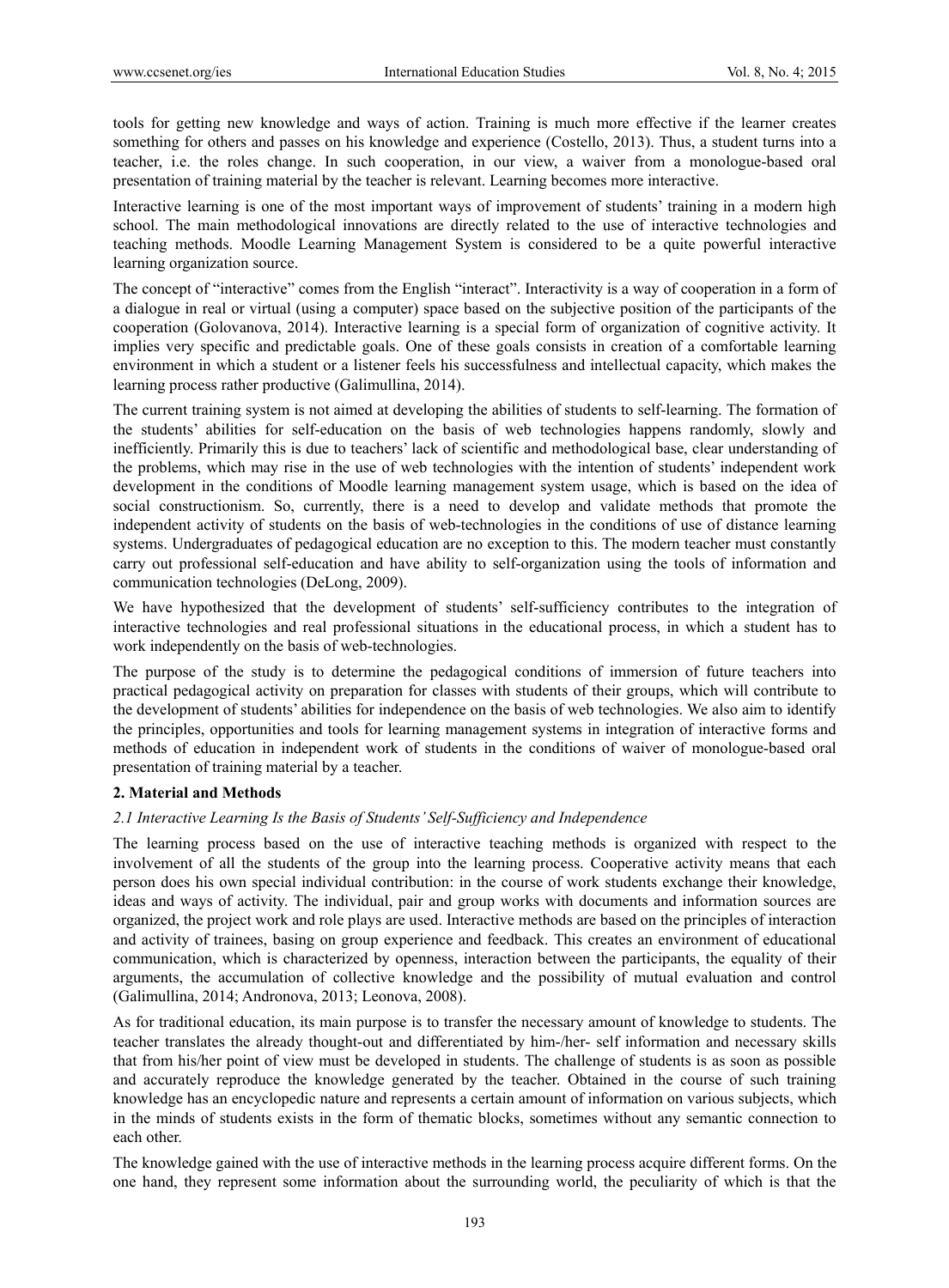tools for getting new knowledge and ways of action. Training is much more effective if the learner creates something for others and passes on his knowledge and experience (Costello, 2013). Thus, a student turns into a teacher, i.e. the roles change. In such cooperation, in our view, a waiver from a monologue-based oral presentation of training material by the teacher is relevant. Learning becomes more interactive.

Interactive learning is one of the most important ways of improvement of students' training in a modern high school. The main methodological innovations are directly related to the use of interactive technologies and teaching methods. Moodle Learning Management System is considered to be a quite powerful interactive learning organization source.

The concept of "interactive" comes from the English "interact". Interactivity is a way of cooperation in a form of a dialogue in real or virtual (using a computer) space based on the subjective position of the participants of the cooperation (Golovanova, 2014). Interactive learning is a special form of organization of cognitive activity. It implies very specific and predictable goals. One of these goals consists in creation of a comfortable learning environment in which a student or a listener feels his successfulness and intellectual capacity, which makes the learning process rather productive (Galimullina, 2014).

The current training system is not aimed at developing the abilities of students to self-learning. The formation of the students' abilities for self-education on the basis of web technologies happens randomly, slowly and inefficiently. Primarily this is due to teachers' lack of scientific and methodological base, clear understanding of the problems, which may rise in the use of web technologies with the intention of students' independent work development in the conditions of Moodle learning management system usage, which is based on the idea of social constructionism. So, currently, there is a need to develop and validate methods that promote the independent activity of students on the basis of web-technologies in the conditions of use of distance learning systems. Undergraduates of pedagogical education are no exception to this. The modern teacher must constantly carry out professional self-education and have ability to self-organization using the tools of information and communication technologies (DeLong, 2009).

We have hypothesized that the development of students' self-sufficiency contributes to the integration of interactive technologies and real professional situations in the educational process, in which a student has to work independently on the basis of web-technologies.

The purpose of the study is to determine the pedagogical conditions of immersion of future teachers into practical pedagogical activity on preparation for classes with students of their groups, which will contribute to the development of students' abilities for independence on the basis of web technologies. We also aim to identify the principles, opportunities and tools for learning management systems in integration of interactive forms and methods of education in independent work of students in the conditions of waiver of monologue-based oral presentation of training material by a teacher.

## 2. Material and Methods

### *2.1 Interactive Learning Is the Basis of Students' Self-Sufficiency and Independence*

The learning process based on the use of interactive teaching methods is organized with respect to the involvement of all the students of the group into the learning process. Cooperative activity means that each person does his own special individual contribution: in the course of work students exchange their knowledge, ideas and ways of activity. The individual, pair and group works with documents and information sources are organized, the project work and role plays are used. Interactive methods are based on the principles of interaction and activity of trainees, basing on group experience and feedback. This creates an environment of educational communication, which is characterized by openness, interaction between the participants, the equality of their arguments, the accumulation of collective knowledge and the possibility of mutual evaluation and control (Galimullina, 2014; Andronova, 2013; Leonova, 2008).

As for traditional education, its main purpose is to transfer the necessary amount of knowledge to students. The teacher translates the already thought-out and differentiated by him-/her- self information and necessary skills that from his/her point of view must be developed in students. The challenge of students is as soon as possible and accurately reproduce the knowledge generated by the teacher. Obtained in the course of such training knowledge has an encyclopedic nature and represents a certain amount of information on various subjects, which in the minds of students exists in the form of thematic blocks, sometimes without any semantic connection to each other.

The knowledge gained with the use of interactive methods in the learning process acquire different forms. On the one hand, they represent some information about the surrounding world, the peculiarity of which is that the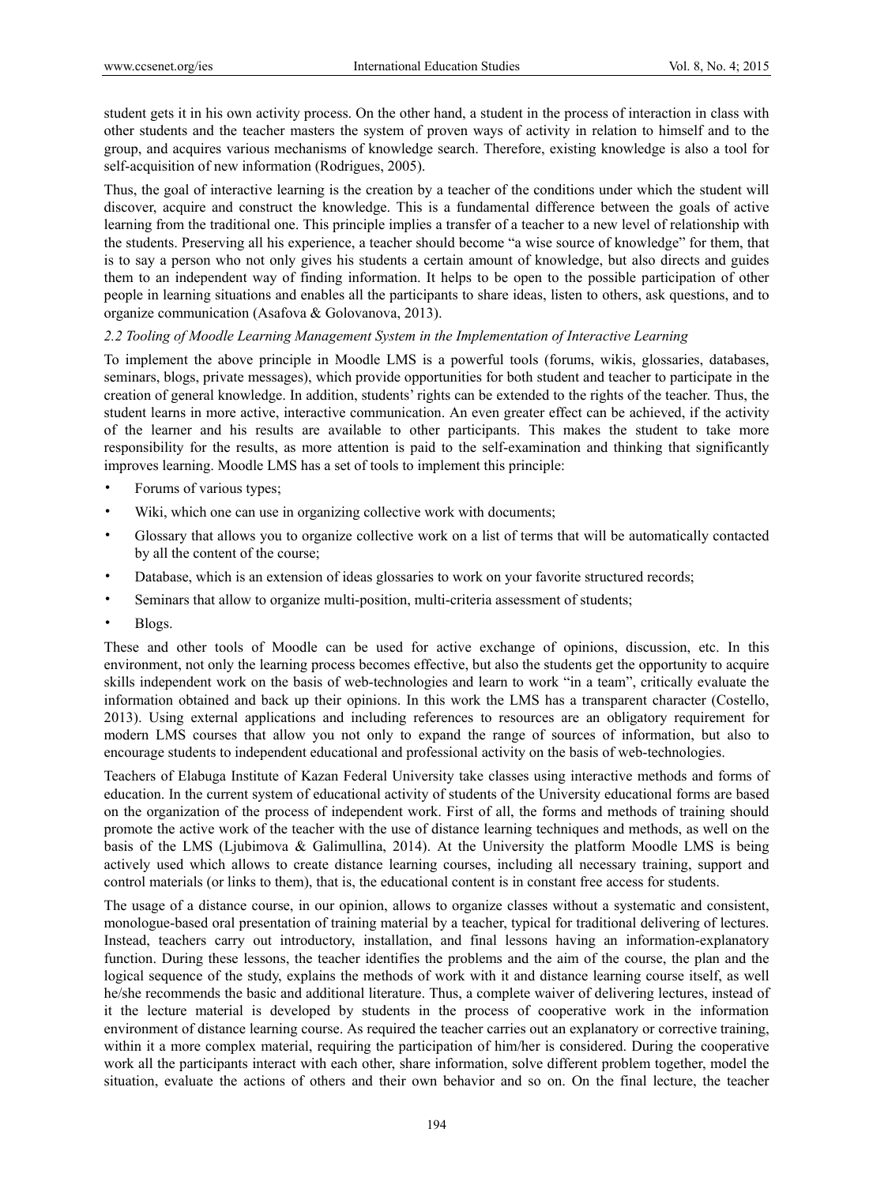student gets it in his own activity process. On the other hand, a student in the process of interaction in class with other students and the teacher masters the system of proven ways of activity in relation to himself and to the group, and acquires various mechanisms of knowledge search. Therefore, existing knowledge is also a tool for self-acquisition of new information (Rodrigues, 2005).

Thus, the goal of interactive learning is the creation by a teacher of the conditions under which the student will discover, acquire and construct the knowledge. This is a fundamental difference between the goals of active learning from the traditional one. This principle implies a transfer of a teacher to a new level of relationship with the students. Preserving all his experience, a teacher should become "a wise source of knowledge" for them, that is to say a person who not only gives his students a certain amount of knowledge, but also directs and guides them to an independent way of finding information. It helps to be open to the possible participation of other people in learning situations and enables all the participants to share ideas, listen to others, ask questions, and to organize communication (Asafova & Golovanova, 2013).

### *2.2 Tooling of Moodle Learning Management System in the Implementation of Interactive Learning*

To implement the above principle in Moodle LMS is a powerful tools (forums, wikis, glossaries, databases, seminars, blogs, private messages), which provide opportunities for both student and teacher to participate in the creation of general knowledge. In addition, students' rights can be extended to the rights of the teacher. Thus, the student learns in more active, interactive communication. An even greater effect can be achieved, if the activity of the learner and his results are available to other participants. This makes the student to take more responsibility for the results, as more attention is paid to the self-examination and thinking that significantly improves learning. Moodle LMS has a set of tools to implement this principle:

- Forums of various types;
- Wiki, which one can use in organizing collective work with documents;
- Glossary that allows you to organize collective work on a list of terms that will be automatically contacted by all the content of the course;
- Database, which is an extension of ideas glossaries to work on your favorite structured records;
- Seminars that allow to organize multi-position, multi-criteria assessment of students;
- Blogs.

These and other tools of Moodle can be used for active exchange of opinions, discussion, etc. In this environment, not only the learning process becomes effective, but also the students get the opportunity to acquire skills independent work on the basis of web-technologies and learn to work "in a team", critically evaluate the information obtained and back up their opinions. In this work the LMS has a transparent character (Costello, 2013). Using external applications and including references to resources are an obligatory requirement for modern LMS courses that allow you not only to expand the range of sources of information, but also to encourage students to independent educational and professional activity on the basis of web-technologies.

Teachers of Elabuga Institute of Kazan Federal University take classes using interactive methods and forms of education. In the current system of educational activity of students of the University educational forms are based on the organization of the process of independent work. First of all, the forms and methods of training should promote the active work of the teacher with the use of distance learning techniques and methods, as well on the basis of the LMS (Ljubimova & Galimullina, 2014). At the University the platform Moodle LMS is being actively used which allows to create distance learning courses, including all necessary training, support and control materials (or links to them), that is, the educational content is in constant free access for students.

The usage of a distance course, in our opinion, allows to organize classes without a systematic and consistent, monologue-based oral presentation of training material by a teacher, typical for traditional delivering of lectures. Instead, teachers carry out introductory, installation, and final lessons having an information-explanatory function. During these lessons, the teacher identifies the problems and the aim of the course, the plan and the logical sequence of the study, explains the methods of work with it and distance learning course itself, as well he/she recommends the basic and additional literature. Thus, a complete waiver of delivering lectures, instead of it the lecture material is developed by students in the process of cooperative work in the information environment of distance learning course. As required the teacher carries out an explanatory or corrective training, within it a more complex material, requiring the participation of him/her is considered. During the cooperative work all the participants interact with each other, share information, solve different problem together, model the situation, evaluate the actions of others and their own behavior and so on. On the final lecture, the teacher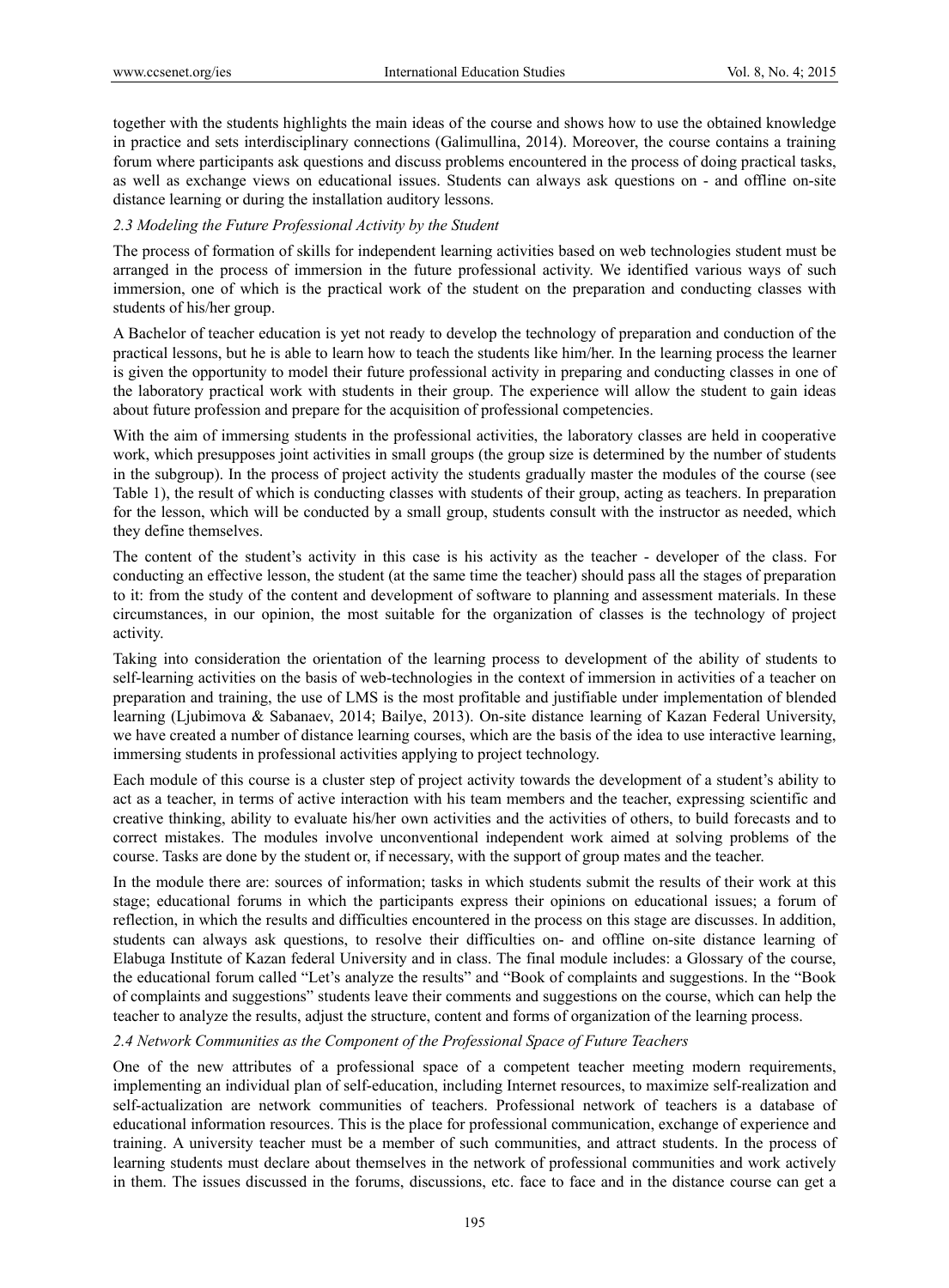together with the students highlights the main ideas of the course and shows how to use the obtained knowledge in practice and sets interdisciplinary connections (Galimullina, 2014). Moreover, the course contains a training forum where participants ask questions and discuss problems encountered in the process of doing practical tasks, as well as exchange views on educational issues. Students can always ask questions on - and offline on-site distance learning or during the installation auditory lessons.

### *2.3 Modeling the Future Professional Activity by the Student*

The process of formation of skills for independent learning activities based on web technologies student must be arranged in the process of immersion in the future professional activity. We identified various ways of such immersion, one of which is the practical work of the student on the preparation and conducting classes with students of his/her group.

A Bachelor of teacher education is yet not ready to develop the technology of preparation and conduction of the practical lessons, but he is able to learn how to teach the students like him/her. In the learning process the learner is given the opportunity to model their future professional activity in preparing and conducting classes in one of the laboratory practical work with students in their group. The experience will allow the student to gain ideas about future profession and prepare for the acquisition of professional competencies.

With the aim of immersing students in the professional activities, the laboratory classes are held in cooperative work, which presupposes joint activities in small groups (the group size is determined by the number of students in the subgroup). In the process of project activity the students gradually master the modules of the course (see Table 1), the result of which is conducting classes with students of their group, acting as teachers. In preparation for the lesson, which will be conducted by a small group, students consult with the instructor as needed, which they define themselves.

The content of the student's activity in this case is his activity as the teacher - developer of the class. For conducting an effective lesson, the student (at the same time the teacher) should pass all the stages of preparation to it: from the study of the content and development of software to planning and assessment materials. In these circumstances, in our opinion, the most suitable for the organization of classes is the technology of project activity.

Taking into consideration the orientation of the learning process to development of the ability of students to self-learning activities on the basis of web-technologies in the context of immersion in activities of a teacher on preparation and training, the use of LMS is the most profitable and justifiable under implementation of blended learning (Ljubimova & Sabanaev, 2014; Bailye, 2013). On-site distance learning of Kazan Federal University, we have created a number of distance learning courses, which are the basis of the idea to use interactive learning, immersing students in professional activities applying to project technology.

Each module of this course is a cluster step of project activity towards the development of a student's ability to act as a teacher, in terms of active interaction with his team members and the teacher, expressing scientific and creative thinking, ability to evaluate his/her own activities and the activities of others, to build forecasts and to correct mistakes. The modules involve unconventional independent work aimed at solving problems of the course. Tasks are done by the student or, if necessary, with the support of group mates and the teacher.

In the module there are: sources of information; tasks in which students submit the results of their work at this stage; educational forums in which the participants express their opinions on educational issues; a forum of reflection, in which the results and difficulties encountered in the process on this stage are discuses. In addition, students can always ask questions, to resolve their difficulties on- and offline on-site distance learning of Elabuga Institute of Kazan federal University and in class. The final module includes: a Glossary of the course, the educational forum called "Let's analyze the results" and "Book of complaints and suggestions. In the "Book of complaints and suggestions" students leave their comments and suggestions on the course, which can help the teacher to analyze the results, adjust the structure, content and forms of organization of the learning process.

### *2.4 Network Communities as the Component of the Professional Space of Future Teachers*

One of the new attributes of a professional space of a competent teacher meeting modern requirements, implementing an individual plan of self-education, including Internet resources, to maximize self-realization and self-actualization are network communities of teachers. Professional network of teachers is a database of educational information resources. This is the place for professional communication, exchange of experience and training. A university teacher must be a member of such communities, and attract students. In the process of learning students must declare about themselves in the network of professional communities and work actively in them. The issues discussed in the forums, discussions, etc. face to face and in the distance course can get a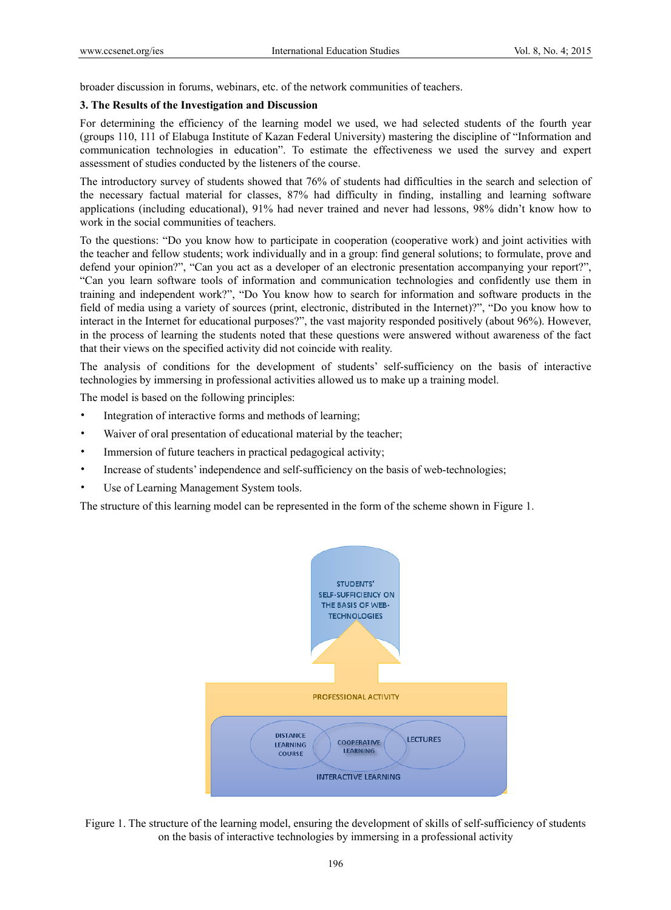broader discussion in forums, webinars, etc. of the network communities of teachers.

## 3. The Results of the Investigation and Discussion

For determining the efficiency of the learning model we used, we had selected students of the fourth year (groups 110, 111 of Elabuga Institute of Kazan Federal University) mastering the discipline of "Information and communication technologies in education". To estimate the effectiveness we used the survey and expert assessment of studies conducted by the listeners of the course.

The introductory survey of students showed that 76% of students had difficulties in the search and selection of the necessary factual material for classes, 87% had difficulty in finding, installing and learning software applications (including educational), 91% had never trained and never had lessons, 98% didn't know how to work in the social communities of teachers.

To the questions: "Do you know how to participate in cooperation (cooperative work) and joint activities with the teacher and fellow students; work individually and in a group: find general solutions; to formulate, prove and defend your opinion?", "Can you act as a developer of an electronic presentation accompanying your report?", "Can you learn software tools of information and communication technologies and confidently use them in training and independent work?", "Do You know how to search for information and software products in the field of media using a variety of sources (print, electronic, distributed in the Internet)?", "Do you know how to interact in the Internet for educational purposes?", the vast majority responded positively (about 96%). However, in the process of learning the students noted that these questions were answered without awareness of the fact that their views on the specified activity did not coincide with reality.

The analysis of conditions for the development of students' self-sufficiency on the basis of interactive technologies by immersing in professional activities allowed us to make up a training model.

The model is based on the following principles:

- Integration of interactive forms and methods of learning;
- Waiver of oral presentation of educational material by the teacher;
- Immersion of future teachers in practical pedagogical activity;
- Increase of students' independence and self-sufficiency on the basis of web-technologies;
- Use of Learning Management System tools.

The structure of this learning model can be represented in the form of the scheme shown in Figure 1.

STUDENTS' SELF-SUFFICIENCY ON THE BASIS OF WEB-TECHNOLOGIES

PROFESSIONAL ACTIVITY

DISTANCE LEARNING COURSE | COOPERATIVE LEARNING | LECTURES

INTERACTIVE LEARNING

Figure 1. The structure of the learning model, ensuring the development of skills of self-sufficiency of students on the basis of interactive technologies by immersing in a professional activity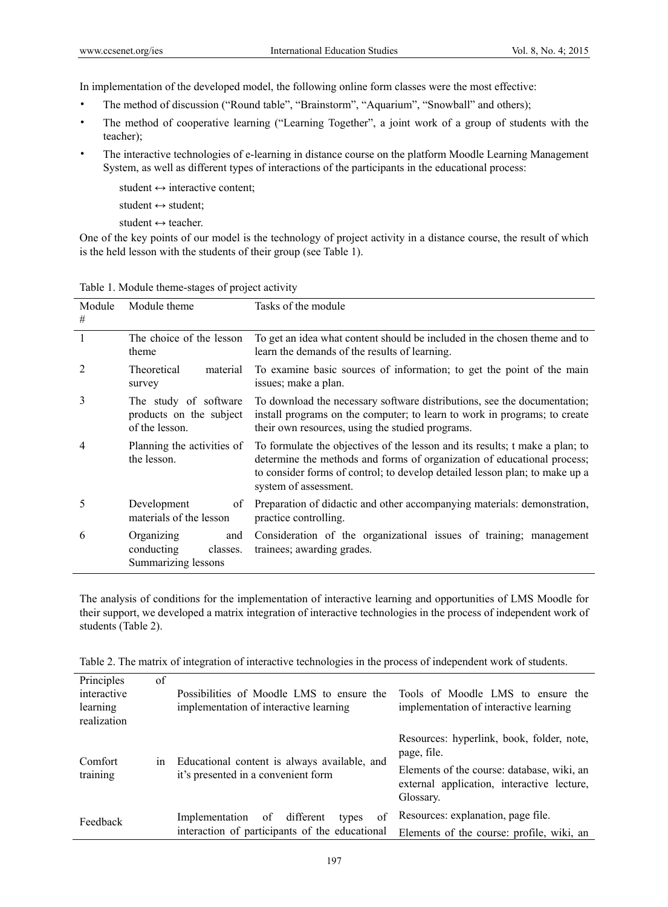In implementation of the developed model, the following online form classes were the most effective:

- The method of discussion (“Round table”, “Brainstorm”, “Aquarium”, “Snowball” and others);
- The method of cooperative learning (“Learning Together”, a joint work of a group of students with the teacher);
- The interactive technologies of e-learning in distance course on the platform Moodle Learning Management System, as well as different types of interactions of the participants in the educational process:

  student ↔ interactive content;

  student ↔ student;

  student ↔ teacher.

One of the key points of our model is the technology of project activity in a distance course, the result of which is the held lesson with the students of their group (see Table 1).

Table 1. Module theme-stages of project activity

| Module # | Module theme | Tasks of the module |
|---|---|---|
| 1 | The choice of the lesson theme | To get an idea what content should be included in the chosen theme and to learn the demands of the results of learning. |
| 2 | Theoretical material survey | To examine basic sources of information; to get the point of the main issues; make a plan. |
| 3 | The study of software products on the subject of the lesson. | To download the necessary software distributions, see the documentation; install programs on the computer; to learn to work in programs; to create their own resources, using the studied programs. |
| 4 | Planning the activities of the lesson. | To formulate the objectives of the lesson and its results; t make a plan; to determine the methods and forms of organization of educational process; to consider forms of control; to develop detailed lesson plan; to make up a system of assessment. |
| 5 | Development of materials of the lesson | Preparation of didactic and other accompanying materials: demonstration, practice controlling. |
| 6 | Organizing and conducting classes. Summarizing lessons | Consideration of the organizational issues of training; management trainees; awarding grades. |

The analysis of conditions for the implementation of interactive learning and opportunities of LMS Moodle for their support, we developed a matrix integration of interactive technologies in the process of independent work of students (Table 2).

Table 2. The matrix of integration of interactive technologies in the process of independent work of students.

| Principles of interactive learning realization | Possibilities of Moodle LMS to ensure the implementation of interactive learning | Tools of Moodle LMS to ensure the implementation of interactive learning |
|---|---|---|
| Comfort in training | Educational content is always available, and it’s presented in a convenient form | Resources: hyperlink, book, folder, note, page, file.<br>Elements of the course: database, wiki, an external application, interactive lecture, Glossary. |
| Feedback | Implementation of different types of interaction of participants of the educational | Resources: explanation, page file.<br>Elements of the course: profile, wiki, an |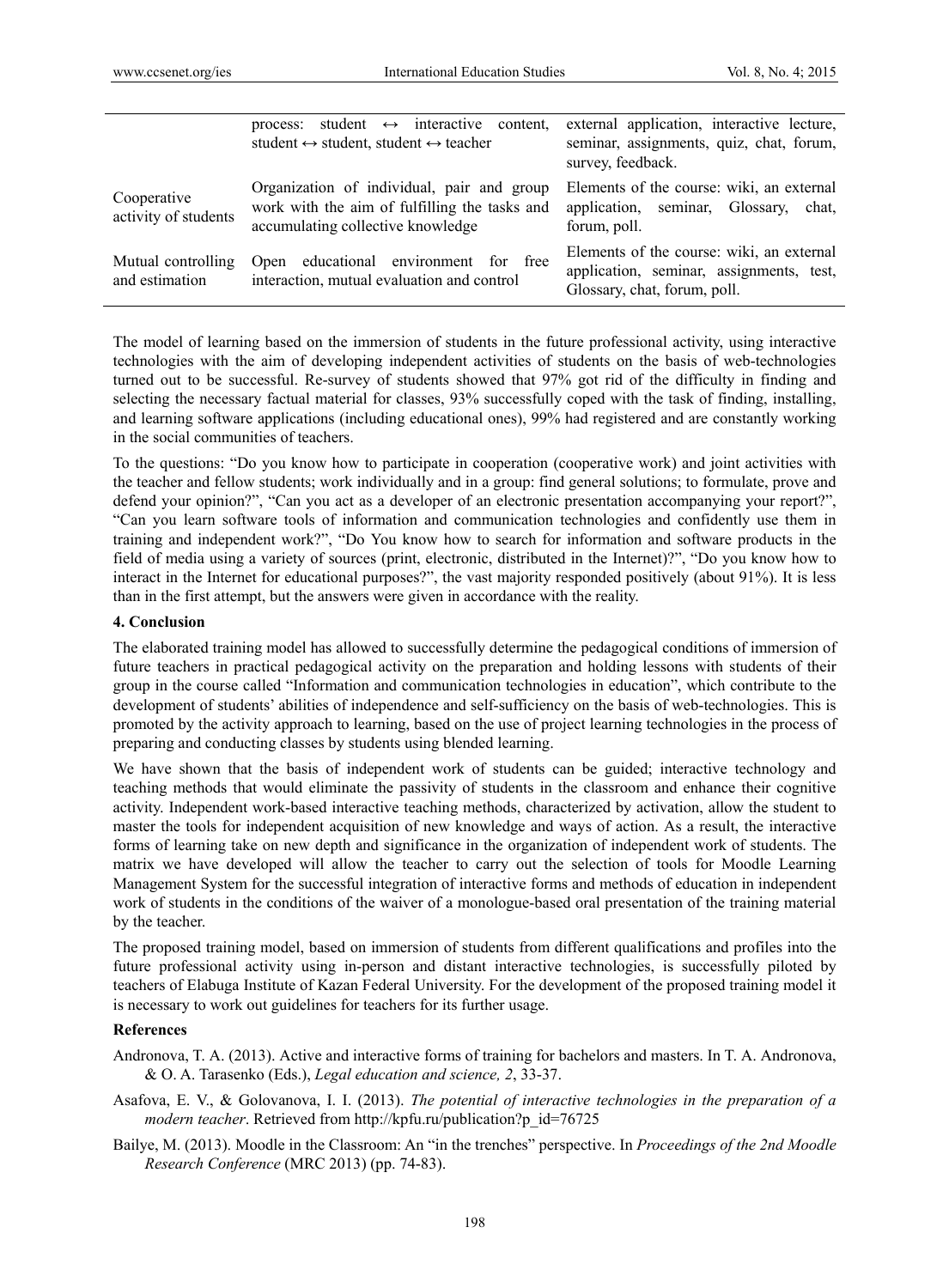| | | |
|---|---|---|
| | process: student ↔ interactive content, student ↔ student, student ↔ teacher | external application, interactive lecture, seminar, assignments, quiz, chat, forum, survey, feedback. |
| Cooperative activity of students | Organization of individual, pair and group work with the aim of fulfilling the tasks and accumulating collective knowledge | Elements of the course: wiki, an external application, seminar, Glossary, chat, forum, poll. |
| Mutual controlling and estimation | Open educational environment for free interaction, mutual evaluation and control | Elements of the course: wiki, an external application, seminar, assignments, test, Glossary, chat, forum, poll. |

The model of learning based on the immersion of students in the future professional activity, using interactive technologies with the aim of developing independent activities of students on the basis of web-technologies turned out to be successful. Re-survey of students showed that 97% got rid of the difficulty in finding and selecting the necessary factual material for classes, 93% successfully coped with the task of finding, installing, and learning software applications (including educational ones), 99% had registered and are constantly working in the social communities of teachers.

To the questions: "Do you know how to participate in cooperation (cooperative work) and joint activities with the teacher and fellow students; work individually and in a group: find general solutions; to formulate, prove and defend your opinion?", "Can you act as a developer of an electronic presentation accompanying your report?", "Can you learn software tools of information and communication technologies and confidently use them in training and independent work?", "Do You know how to search for information and software products in the field of media using a variety of sources (print, electronic, distributed in the Internet)?", "Do you know how to interact in the Internet for educational purposes?", the vast majority responded positively (about 91%). It is less than in the first attempt, but the answers were given in accordance with the reality.

## 4. Conclusion

The elaborated training model has allowed to successfully determine the pedagogical conditions of immersion of future teachers in practical pedagogical activity on the preparation and holding lessons with students of their group in the course called "Information and communication technologies in education", which contribute to the development of students' abilities of independence and self-sufficiency on the basis of web-technologies. This is promoted by the activity approach to learning, based on the use of project learning technologies in the process of preparing and conducting classes by students using blended learning.

We have shown that the basis of independent work of students can be guided; interactive technology and teaching methods that would eliminate the passivity of students in the classroom and enhance their cognitive activity. Independent work-based interactive teaching methods, characterized by activation, allow the student to master the tools for independent acquisition of new knowledge and ways of action. As a result, the interactive forms of learning take on new depth and significance in the organization of independent work of students. The matrix we have developed will allow the teacher to carry out the selection of tools for Moodle Learning Management System for the successful integration of interactive forms and methods of education in independent work of students in the conditions of the waiver of a monologue-based oral presentation of the training material by the teacher.

The proposed training model, based on immersion of students from different qualifications and profiles into the future professional activity using in-person and distant interactive technologies, is successfully piloted by teachers of Elabuga Institute of Kazan Federal University. For the development of the proposed training model it is necessary to work out guidelines for teachers for its further usage.

## References

Andronova, T. A. (2013). Active and interactive forms of training for bachelors and masters. In T. A. Andronova, & O. A. Tarasenko (Eds.), *Legal education and science, 2*, 33-37.

Asafova, E. V., & Golovanova, I. I. (2013). *The potential of interactive technologies in the preparation of a modern teacher*. Retrieved from http://kpfu.ru/publication?p_id=76725

Bailye, M. (2013). Moodle in the Classroom: An "in the trenches" perspective. In *Proceedings of the 2nd Moodle Research Conference* (MRC 2013) (pp. 74-83).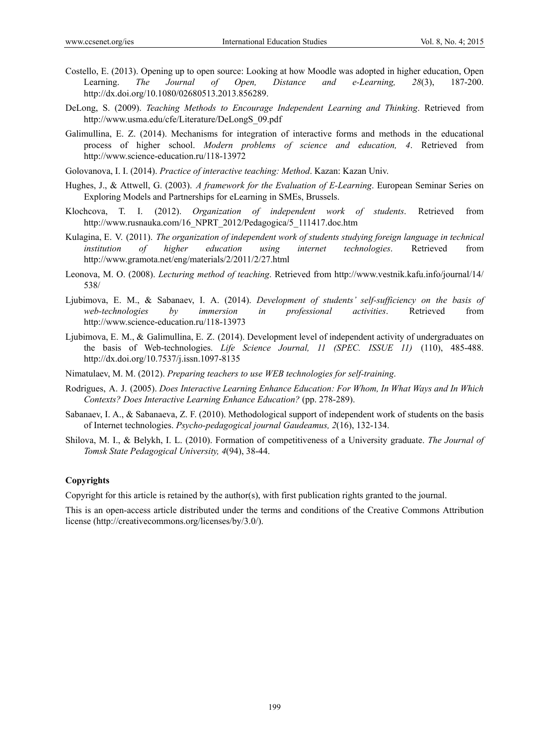Costello, E. (2013). Opening up to open source: Looking at how Moodle was adopted in higher education, Open Learning. *The Journal of Open, Distance and e-Learning, 28*(3), 187-200. http://dx.doi.org/10.1080/02680513.2013.856289.

DeLong, S. (2009). *Teaching Methods to Encourage Independent Learning and Thinking*. Retrieved from http://www.usma.edu/cfe/Literature/DeLongS_09.pdf

Galimullina, E. Z. (2014). Mechanisms for integration of interactive forms and methods in the educational process of higher school. *Modern problems of science and education, 4*. Retrieved from http://www.science-education.ru/118-13972

Golovanova, I. I. (2014). *Practice of interactive teaching: Method*. Kazan: Kazan Univ.

Hughes, J., & Attwell, G. (2003). *A framework for the Evaluation of E-Learning*. European Seminar Series on Exploring Models and Partnerships for eLearning in SMEs, Brussels.

Klochcova, T. I. (2012). *Organization of independent work of students*. Retrieved from http://www.rusnauka.com/16_NPRT_2012/Pedagogica/5_111417.doc.htm

Kulagina, E. V. (2011). *The organization of independent work of students studying foreign language in technical institution of higher education using internet technologies*. Retrieved from http://www.gramota.net/eng/materials/2/2011/2/27.html

Leonova, M. O. (2008). *Lecturing method of teaching*. Retrieved from http://www.vestnik.kafu.info/journal/14/538/

Ljubimova, E. M., & Sabanaev, I. A. (2014). *Development of students' self-sufficiency on the basis of web-technologies by immersion in professional activities*. Retrieved from http://www.science-education.ru/118-13973

Ljubimova, E. M., & Galimullina, E. Z. (2014). Development level of independent activity of undergraduates on the basis of Web-technologies. *Life Science Journal, 11 (SPEC. ISSUE 11)* (110), 485-488. http://dx.doi.org/10.7537/j.issn.1097-8135

Nimatulaev, M. M. (2012). *Preparing teachers to use WEB technologies for self-training*.

Rodrigues, A. J. (2005). *Does Interactive Learning Enhance Education: For Whom, In What Ways and In Which Contexts? Does Interactive Learning Enhance Education?* (pp. 278-289).

Sabanaev, I. A., & Sabanaeva, Z. F. (2010). Methodological support of independent work of students on the basis of Internet technologies. *Psycho-pedagogical journal Gaudeamus, 2*(16), 132-134.

Shilova, M. I., & Belykh, I. L. (2010). Formation of competitiveness of a University graduate. *The Journal of Tomsk State Pedagogical University, 4*(94), 38-44.

## Copyrights

Copyright for this article is retained by the author(s), with first publication rights granted to the journal.

This is an open-access article distributed under the terms and conditions of the Creative Commons Attribution license (http://creativecommons.org/licenses/by/3.0/).